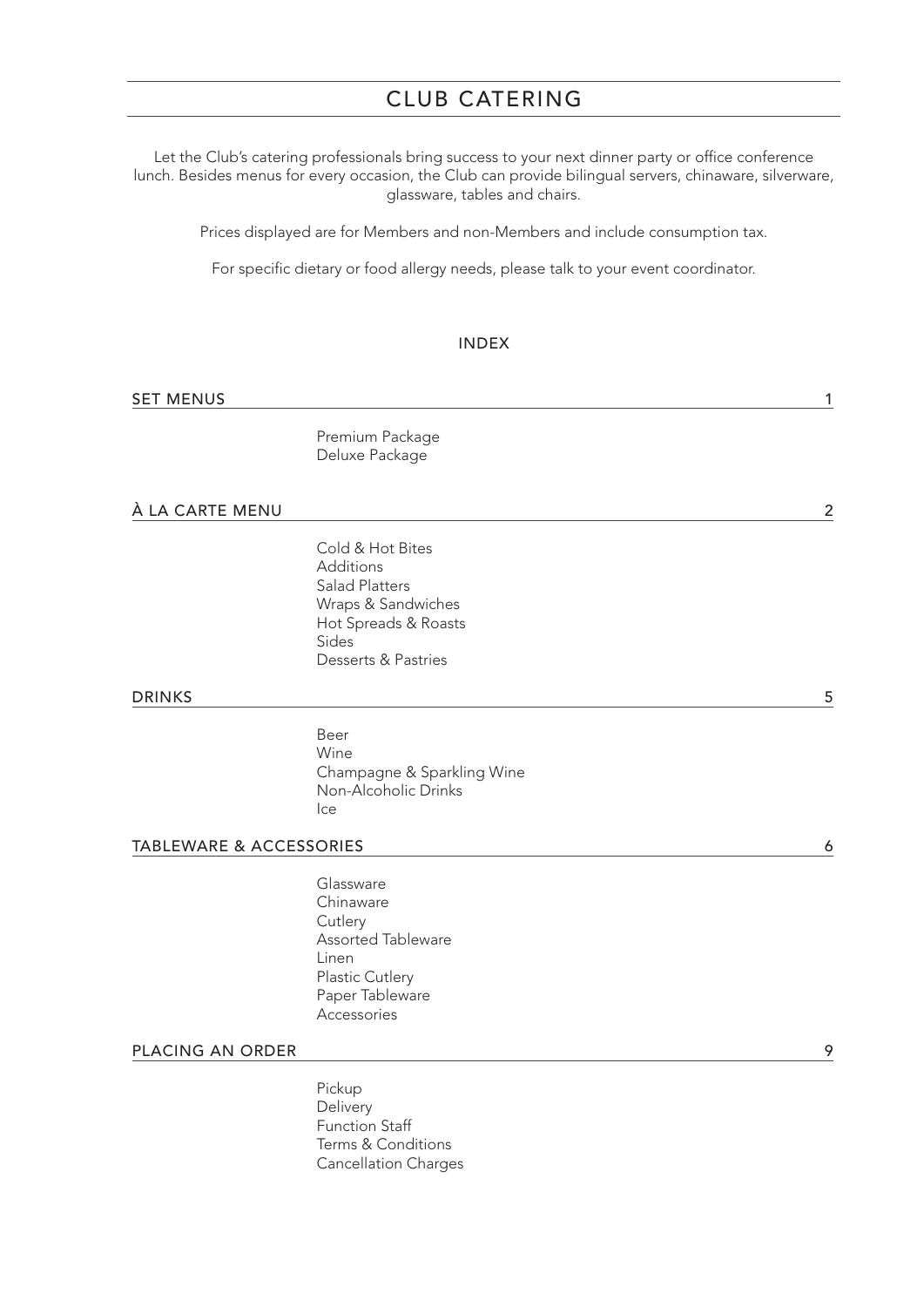# CLUB CATERING

Let the Club's catering professionals bring success to your next dinner party or office conference lunch. Besides menus for every occasion, the Club can provide bilingual servers, chinaware, silverware, glassware, tables and chairs.

Prices displayed are for Members and non-Members and include consumption tax.

For specific dietary or food allergy needs, please talk to your event coordinator.

## INDEX

| Section | Contents | Page |
| --- | --- | --- |
| SET MENUS | Premium Package<br>Deluxe Package | 1 |
| À LA CARTE MENU | Cold & Hot Bites<br>Additions<br>Salad Platters<br>Wraps & Sandwiches<br>Hot Spreads & Roasts<br>Sides<br>Desserts & Pastries | 2 |
| DRINKS | Beer<br>Wine<br>Champagne & Sparkling Wine<br>Non-Alcoholic Drinks<br>Ice | 5 |
| TABLEWARE & ACCESSORIES | Glassware<br>Chinaware<br>Cutlery<br>Assorted Tableware<br>Linen<br>Plastic Cutlery<br>Paper Tableware<br>Accessories | 6 |
| PLACING AN ORDER | Pickup<br>Delivery<br>Function Staff<br>Terms & Conditions<br>Cancellation Charges | 9 |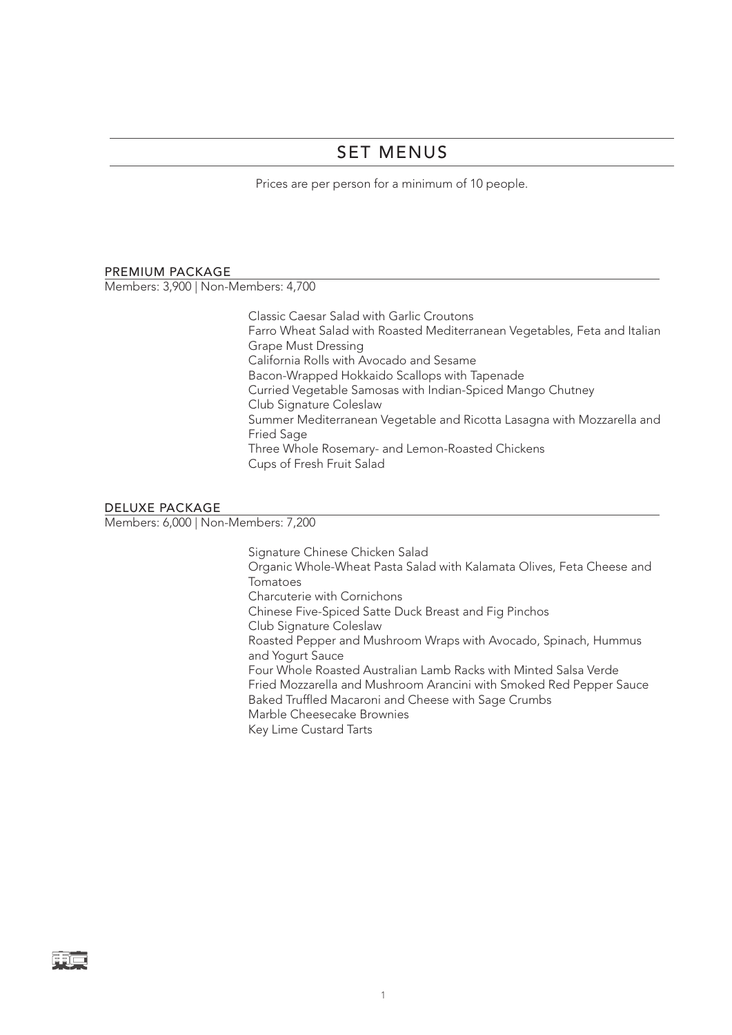# SET MENUS

Prices are per person for a minimum of 10 people.

## PREMIUM PACKAGE

Members: 3,900 | Non-Members: 4,700

Classic Caesar Salad with Garlic Croutons
Farro Wheat Salad with Roasted Mediterranean Vegetables, Feta and Italian Grape Must Dressing
California Rolls with Avocado and Sesame
Bacon-Wrapped Hokkaido Scallops with Tapenade
Curried Vegetable Samosas with Indian-Spiced Mango Chutney
Club Signature Coleslaw
Summer Mediterranean Vegetable and Ricotta Lasagna with Mozzarella and Fried Sage
Three Whole Rosemary- and Lemon-Roasted Chickens
Cups of Fresh Fruit Salad

## DELUXE PACKAGE

Members: 6,000 | Non-Members: 7,200

Signature Chinese Chicken Salad
Organic Whole-Wheat Pasta Salad with Kalamata Olives, Feta Cheese and Tomatoes
Charcuterie with Cornichons
Chinese Five-Spiced Satte Duck Breast and Fig Pinchos
Club Signature Coleslaw
Roasted Pepper and Mushroom Wraps with Avocado, Spinach, Hummus and Yogurt Sauce
Four Whole Roasted Australian Lamb Racks with Minted Salsa Verde
Fried Mozzarella and Mushroom Arancini with Smoked Red Pepper Sauce
Baked Truffled Macaroni and Cheese with Sage Crumbs
Marble Cheesecake Brownies
Key Lime Custard Tarts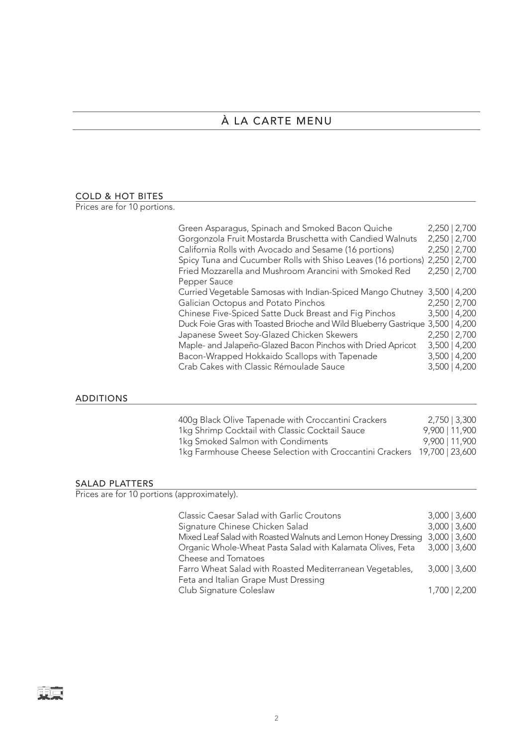# À LA CARTE MENU

## COLD & HOT BITES

Prices are for 10 portions.

| Item | Price |
|---|---|
| Green Asparagus, Spinach and Smoked Bacon Quiche | 2,250 \| 2,700 |
| Gorgonzola Fruit Mostarda Bruschetta with Candied Walnuts | 2,250 \| 2,700 |
| California Rolls with Avocado and Sesame (16 portions) | 2,250 \| 2,700 |
| Spicy Tuna and Cucumber Rolls with Shiso Leaves (16 portions) | 2,250 \| 2,700 |
| Fried Mozzarella and Mushroom Arancini with Smoked Red Pepper Sauce | 2,250 \| 2,700 |
| Curried Vegetable Samosas with Indian-Spiced Mango Chutney | 3,500 \| 4,200 |
| Galician Octopus and Potato Pinchos | 2,250 \| 2,700 |
| Chinese Five-Spiced Satte Duck Breast and Fig Pinchos | 3,500 \| 4,200 |
| Duck Foie Gras with Toasted Brioche and Wild Blueberry Gastrique | 3,500 \| 4,200 |
| Japanese Sweet Soy-Glazed Chicken Skewers | 2,250 \| 2,700 |
| Maple- and Jalapeño-Glazed Bacon Pinchos with Dried Apricot | 3,500 \| 4,200 |
| Bacon-Wrapped Hokkaido Scallops with Tapenade | 3,500 \| 4,200 |
| Crab Cakes with Classic Rémoulade Sauce | 3,500 \| 4,200 |

## ADDITIONS

| Item | Price |
|---|---|
| 400g Black Olive Tapenade with Croccantini Crackers | 2,750 \| 3,300 |
| 1kg Shrimp Cocktail with Classic Cocktail Sauce | 9,900 \| 11,900 |
| 1kg Smoked Salmon with Condiments | 9,900 \| 11,900 |
| 1kg Farmhouse Cheese Selection with Croccantini Crackers | 19,700 \| 23,600 |

## SALAD PLATTERS

Prices are for 10 portions (approximately).

| Item | Price |
|---|---|
| Classic Caesar Salad with Garlic Croutons | 3,000 \| 3,600 |
| Signature Chinese Chicken Salad | 3,000 \| 3,600 |
| Mixed Leaf Salad with Roasted Walnuts and Lemon Honey Dressing | 3,000 \| 3,600 |
| Organic Whole-Wheat Pasta Salad with Kalamata Olives, Feta Cheese and Tomatoes | 3,000 \| 3,600 |
| Farro Wheat Salad with Roasted Mediterranean Vegetables, Feta and Italian Grape Must Dressing | 3,000 \| 3,600 |
| Club Signature Coleslaw | 1,700 \| 2,200 |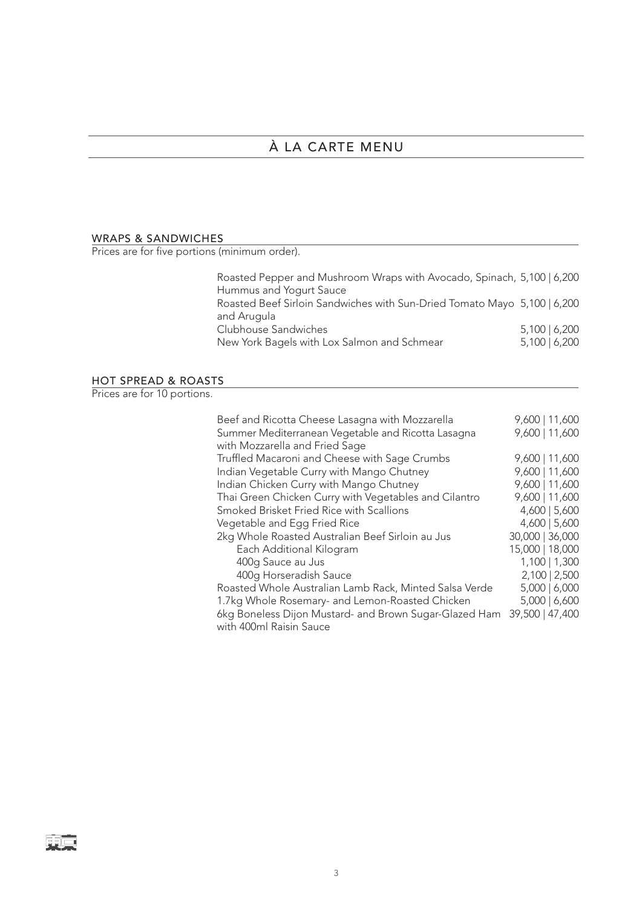# À LA CARTE MENU

## WRAPS & SANDWICHES

Prices are for five portions (minimum order).

| Item | Price |
|---|---|
| Roasted Pepper and Mushroom Wraps with Avocado, Spinach, Hummus and Yogurt Sauce | 5,100 \| 6,200 |
| Roasted Beef Sirloin Sandwiches with Sun-Dried Tomato Mayo and Arugula | 5,100 \| 6,200 |
| Clubhouse Sandwiches | 5,100 \| 6,200 |
| New York Bagels with Lox Salmon and Schmear | 5,100 \| 6,200 |

## HOT SPREAD & ROASTS

Prices are for 10 portions.

| Item | Price |
|---|---|
| Beef and Ricotta Cheese Lasagna with Mozzarella | 9,600 \| 11,600 |
| Summer Mediterranean Vegetable and Ricotta Lasagna with Mozzarella and Fried Sage | 9,600 \| 11,600 |
| Truffled Macaroni and Cheese with Sage Crumbs | 9,600 \| 11,600 |
| Indian Vegetable Curry with Mango Chutney | 9,600 \| 11,600 |
| Indian Chicken Curry with Mango Chutney | 9,600 \| 11,600 |
| Thai Green Chicken Curry with Vegetables and Cilantro | 9,600 \| 11,600 |
| Smoked Brisket Fried Rice with Scallions | 4,600 \| 5,600 |
| Vegetable and Egg Fried Rice | 4,600 \| 5,600 |
| 2kg Whole Roasted Australian Beef Sirloin au Jus | 30,000 \| 36,000 |
| Each Additional Kilogram | 15,000 \| 18,000 |
| 400g Sauce au Jus | 1,100 \| 1,300 |
| 400g Horseradish Sauce | 2,100 \| 2,500 |
| Roasted Whole Australian Lamb Rack, Minted Salsa Verde | 5,000 \| 6,000 |
| 1.7kg Whole Rosemary- and Lemon-Roasted Chicken | 5,000 \| 6,600 |
| 6kg Boneless Dijon Mustard- and Brown Sugar-Glazed Ham with 400ml Raisin Sauce | 39,500 \| 47,400 |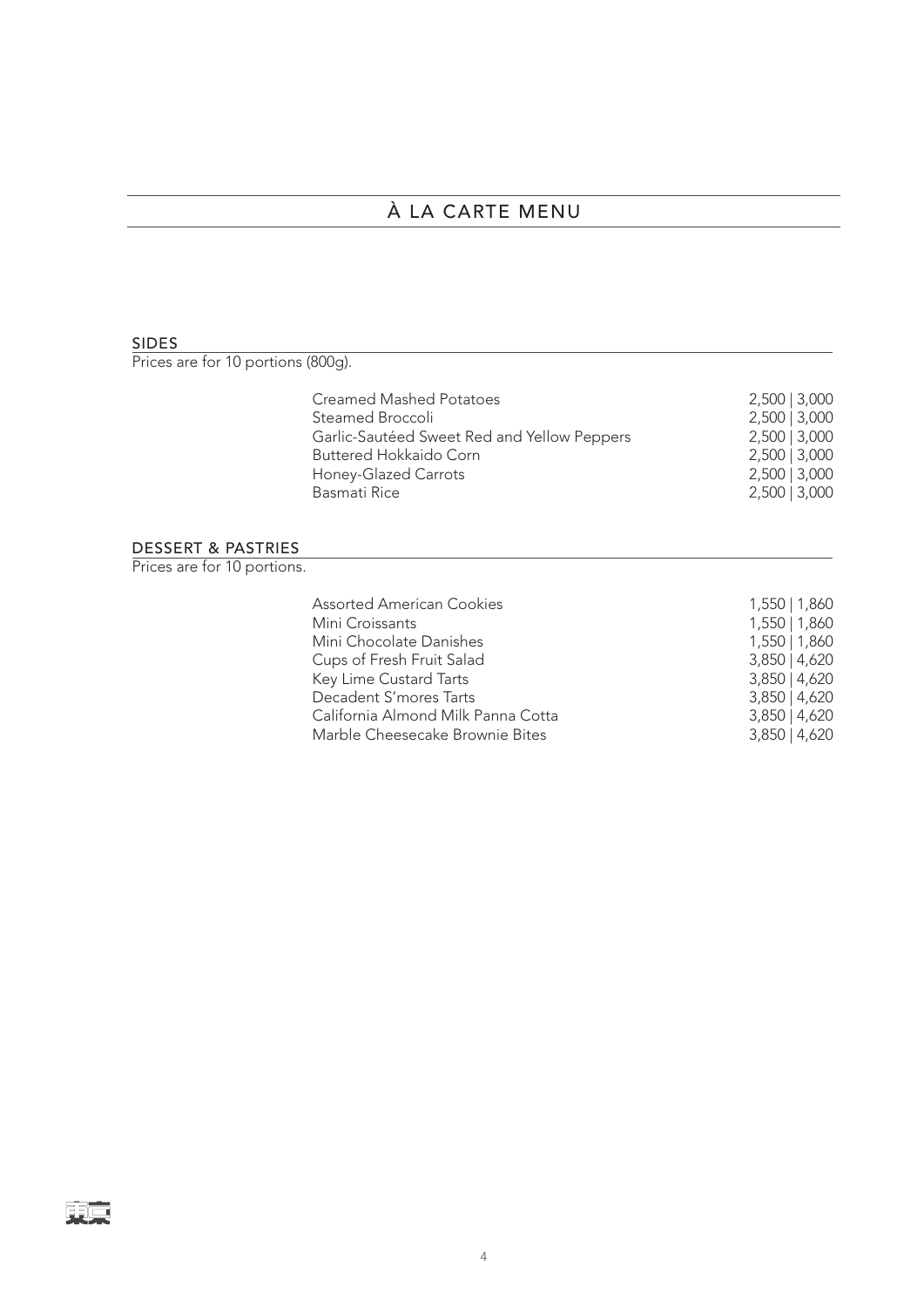# À LA CARTE MENU

## SIDES

Prices are for 10 portions (800g).

| Item | Price |
|---|---|
| Creamed Mashed Potatoes | 2,500 \| 3,000 |
| Steamed Broccoli | 2,500 \| 3,000 |
| Garlic-Sautéed Sweet Red and Yellow Peppers | 2,500 \| 3,000 |
| Buttered Hokkaido Corn | 2,500 \| 3,000 |
| Honey-Glazed Carrots | 2,500 \| 3,000 |
| Basmati Rice | 2,500 \| 3,000 |

## DESSERT & PASTRIES

Prices are for 10 portions.

| Item | Price |
|---|---|
| Assorted American Cookies | 1,550 \| 1,860 |
| Mini Croissants | 1,550 \| 1,860 |
| Mini Chocolate Danishes | 1,550 \| 1,860 |
| Cups of Fresh Fruit Salad | 3,850 \| 4,620 |
| Key Lime Custard Tarts | 3,850 \| 4,620 |
| Decadent S'mores Tarts | 3,850 \| 4,620 |
| California Almond Milk Panna Cotta | 3,850 \| 4,620 |
| Marble Cheesecake Brownie Bites | 3,850 \| 4,620 |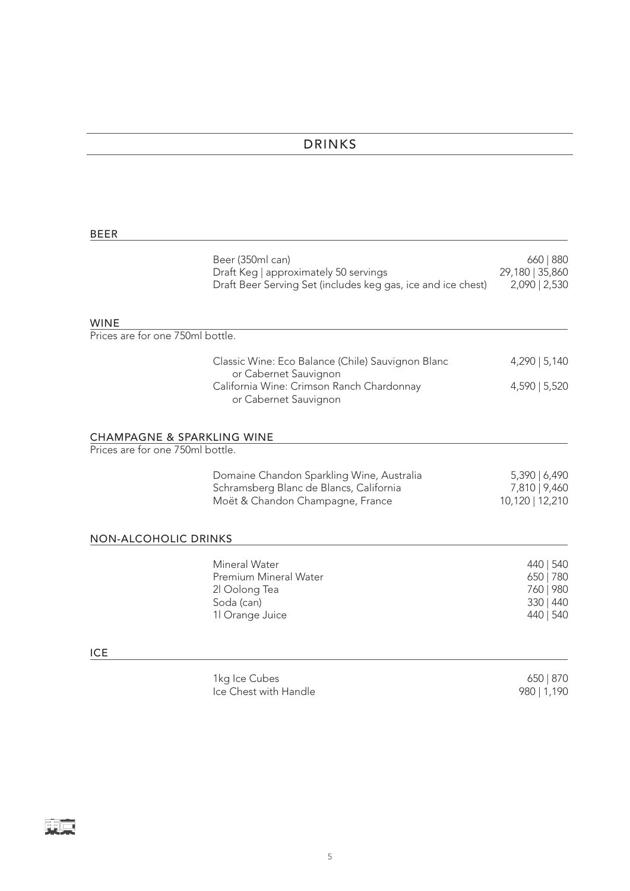# DRINKS

## BEER

| Item | Price |
| --- | --- |
| Beer (350ml can) | 660 \| 880 |
| Draft Keg \| approximately 50 servings | 29,180 \| 35,860 |
| Draft Beer Serving Set (includes keg gas, ice and ice chest) | 2,090 \| 2,530 |

## WINE

Prices are for one 750ml bottle.

| Item | Price |
| --- | --- |
| Classic Wine: Eco Balance (Chile) Sauvignon Blanc or Cabernet Sauvignon | 4,290 \| 5,140 |
| California Wine: Crimson Ranch Chardonnay or Cabernet Sauvignon | 4,590 \| 5,520 |

## CHAMPAGNE & SPARKLING WINE

Prices are for one 750ml bottle.

| Item | Price |
| --- | --- |
| Domaine Chandon Sparkling Wine, Australia | 5,390 \| 6,490 |
| Schramsberg Blanc de Blancs, California | 7,810 \| 9,460 |
| Moët & Chandon Champagne, France | 10,120 \| 12,210 |

## NON-ALCOHOLIC DRINKS

| Item | Price |
| --- | --- |
| Mineral Water | 440 \| 540 |
| Premium Mineral Water | 650 \| 780 |
| 2l Oolong Tea | 760 \| 980 |
| Soda (can) | 330 \| 440 |
| 1l Orange Juice | 440 \| 540 |

## ICE

| Item | Price |
| --- | --- |
| 1kg Ice Cubes | 650 \| 870 |
| Ice Chest with Handle | 980 \| 1,190 |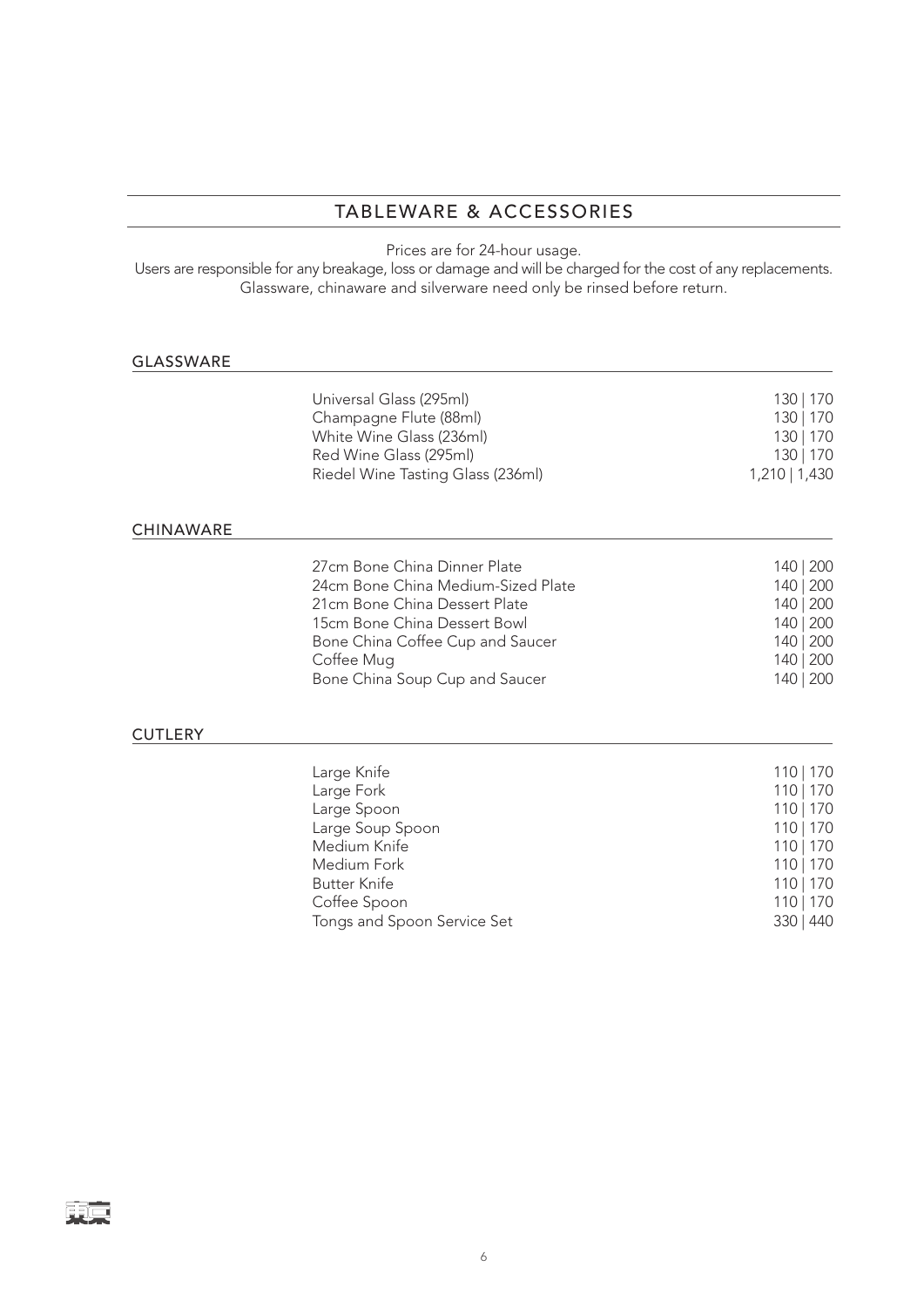## TABLEWARE & ACCESSORIES

Prices are for 24-hour usage.
Users are responsible for any breakage, loss or damage and will be charged for the cost of any replacements.
Glassware, chinaware and silverware need only be rinsed before return.

### GLASSWARE

| Item | Price |
|---|---|
| Universal Glass (295ml) | 130 \| 170 |
| Champagne Flute (88ml) | 130 \| 170 |
| White Wine Glass (236ml) | 130 \| 170 |
| Red Wine Glass (295ml) | 130 \| 170 |
| Riedel Wine Tasting Glass (236ml) | 1,210 \| 1,430 |

### CHINAWARE

| Item | Price |
|---|---|
| 27cm Bone China Dinner Plate | 140 \| 200 |
| 24cm Bone China Medium-Sized Plate | 140 \| 200 |
| 21cm Bone China Dessert Plate | 140 \| 200 |
| 15cm Bone China Dessert Bowl | 140 \| 200 |
| Bone China Coffee Cup and Saucer | 140 \| 200 |
| Coffee Mug | 140 \| 200 |
| Bone China Soup Cup and Saucer | 140 \| 200 |

### CUTLERY

| Item | Price |
|---|---|
| Large Knife | 110 \| 170 |
| Large Fork | 110 \| 170 |
| Large Spoon | 110 \| 170 |
| Large Soup Spoon | 110 \| 170 |
| Medium Knife | 110 \| 170 |
| Medium Fork | 110 \| 170 |
| Butter Knife | 110 \| 170 |
| Coffee Spoon | 110 \| 170 |
| Tongs and Spoon Service Set | 330 \| 440 |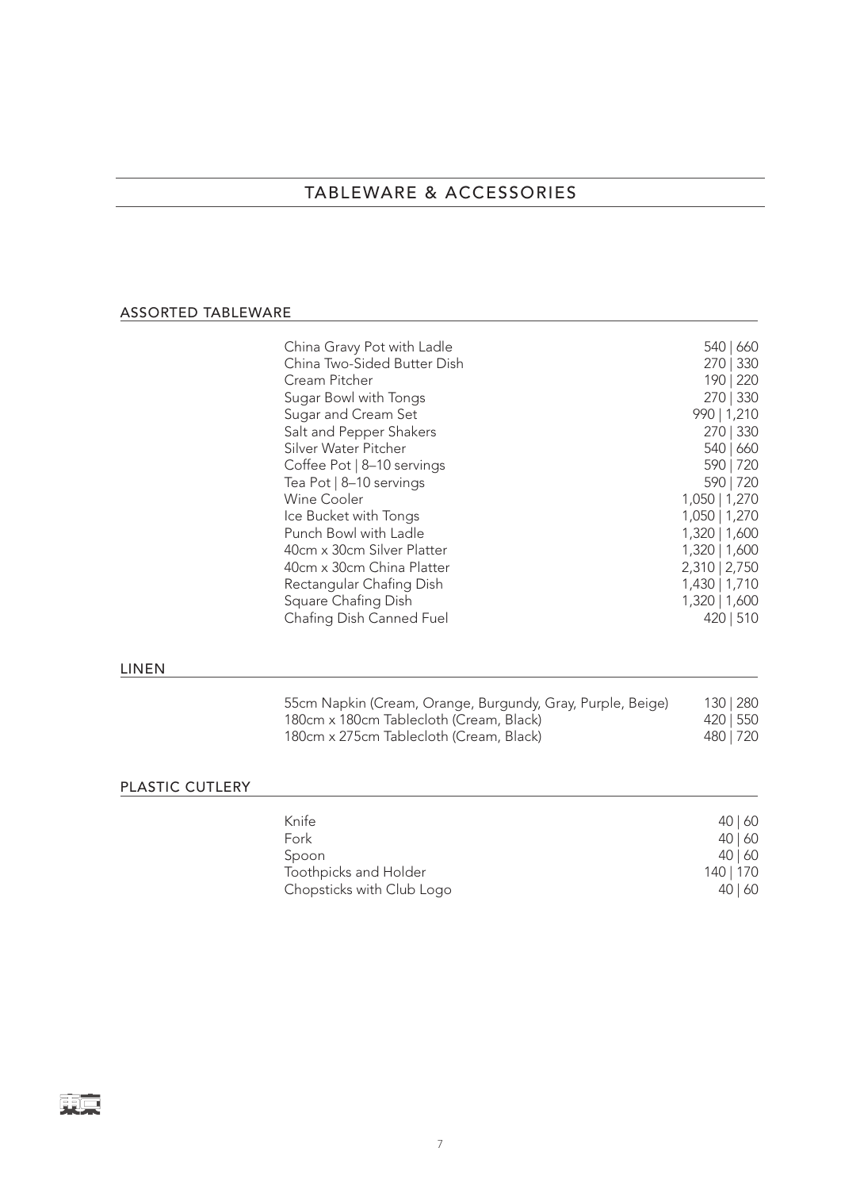# TABLEWARE & ACCESSORIES

## ASSORTED TABLEWARE

| Item | Price |
|---|---|
| China Gravy Pot with Ladle | 540 \| 660 |
| China Two-Sided Butter Dish | 270 \| 330 |
| Cream Pitcher | 190 \| 220 |
| Sugar Bowl with Tongs | 270 \| 330 |
| Sugar and Cream Set | 990 \| 1,210 |
| Salt and Pepper Shakers | 270 \| 330 |
| Silver Water Pitcher | 540 \| 660 |
| Coffee Pot \| 8–10 servings | 590 \| 720 |
| Tea Pot \| 8–10 servings | 590 \| 720 |
| Wine Cooler | 1,050 \| 1,270 |
| Ice Bucket with Tongs | 1,050 \| 1,270 |
| Punch Bowl with Ladle | 1,320 \| 1,600 |
| 40cm x 30cm Silver Platter | 1,320 \| 1,600 |
| 40cm x 30cm China Platter | 2,310 \| 2,750 |
| Rectangular Chafing Dish | 1,430 \| 1,710 |
| Square Chafing Dish | 1,320 \| 1,600 |
| Chafing Dish Canned Fuel | 420 \| 510 |

## LINEN

| Item | Price |
|---|---|
| 55cm Napkin (Cream, Orange, Burgundy, Gray, Purple, Beige) | 130 \| 280 |
| 180cm x 180cm Tablecloth (Cream, Black) | 420 \| 550 |
| 180cm x 275cm Tablecloth (Cream, Black) | 480 \| 720 |

## PLASTIC CUTLERY

| Item | Price |
|---|---|
| Knife | 40 \| 60 |
| Fork | 40 \| 60 |
| Spoon | 40 \| 60 |
| Toothpicks and Holder | 140 \| 170 |
| Chopsticks with Club Logo | 40 \| 60 |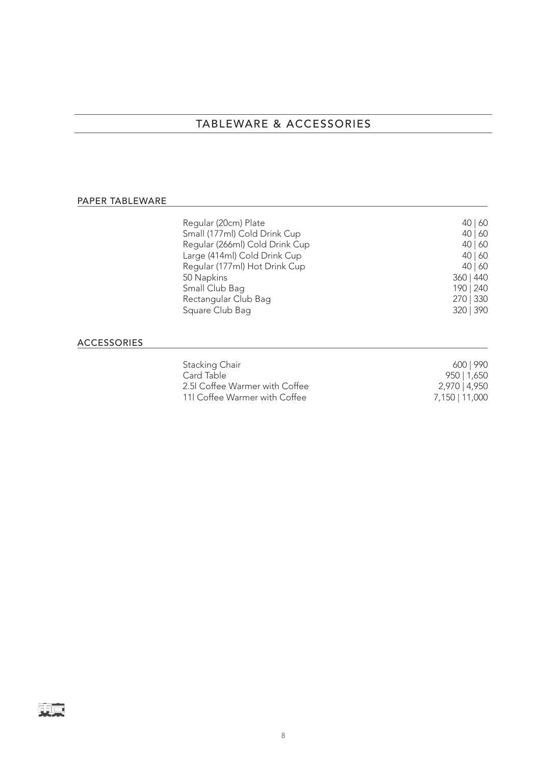# TABLEWARE & ACCESSORIES

## PAPER TABLEWARE

| Item | Price |
|---|---|
| Regular (20cm) Plate | 40 \| 60 |
| Small (177ml) Cold Drink Cup | 40 \| 60 |
| Regular (266ml) Cold Drink Cup | 40 \| 60 |
| Large (414ml) Cold Drink Cup | 40 \| 60 |
| Regular (177ml) Hot Drink Cup | 40 \| 60 |
| 50 Napkins | 360 \| 440 |
| Small Club Bag | 190 \| 240 |
| Rectangular Club Bag | 270 \| 330 |
| Square Club Bag | 320 \| 390 |

## ACCESSORIES

| Item | Price |
|---|---|
| Stacking Chair | 600 \| 990 |
| Card Table | 950 \| 1,650 |
| 2.5l Coffee Warmer with Coffee | 2,970 \| 4,950 |
| 11l Coffee Warmer with Coffee | 7,150 \| 11,000 |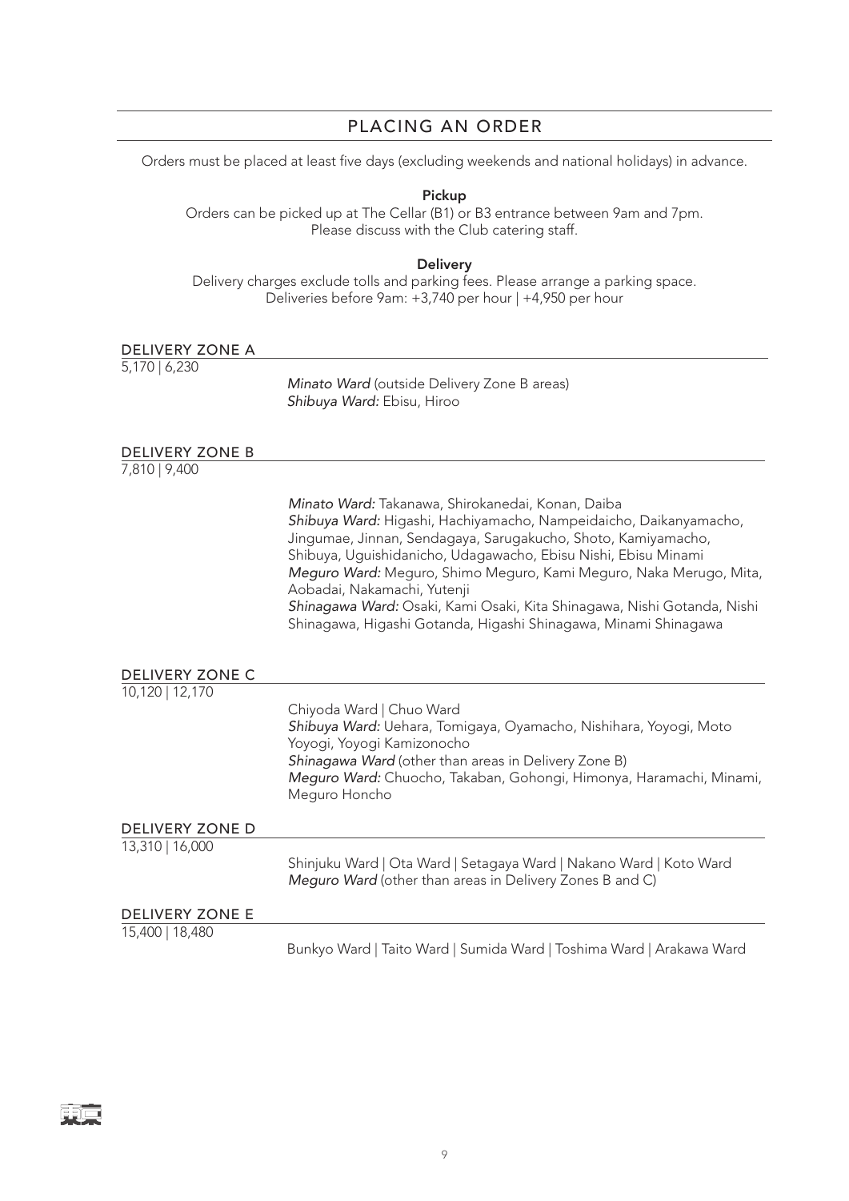## PLACING AN ORDER

Orders must be placed at least five days (excluding weekends and national holidays) in advance.

**Pickup**

Orders can be picked up at The Cellar (B1) or B3 entrance between 9am and 7pm.
Please discuss with the Club catering staff.

**Delivery**

Delivery charges exclude tolls and parking fees. Please arrange a parking space.
Deliveries before 9am: +3,740 per hour | +4,950 per hour

### DELIVERY ZONE A

5,170 | 6,230

*Minato Ward* (outside Delivery Zone B areas)
*Shibuya Ward:* Ebisu, Hiroo

### DELIVERY ZONE B

7,810 | 9,400

*Minato Ward:* Takanawa, Shirokanedai, Konan, Daiba
*Shibuya Ward:* Higashi, Hachiyamacho, Nampeidaicho, Daikanyamacho, Jingumae, Jinnan, Sendagaya, Sarugakucho, Shoto, Kamiyamacho, Shibuya, Uguishidanicho, Udagawacho, Ebisu Nishi, Ebisu Minami
*Meguro Ward:* Meguro, Shimo Meguro, Kami Meguro, Naka Merugo, Mita, Aobadai, Nakamachi, Yutenji
*Shinagawa Ward:* Osaki, Kami Osaki, Kita Shinagawa, Nishi Gotanda, Nishi Shinagawa, Higashi Gotanda, Higashi Shinagawa, Minami Shinagawa

### DELIVERY ZONE C

10,120 | 12,170

Chiyoda Ward | Chuo Ward
*Shibuya Ward:* Uehara, Tomigaya, Oyamacho, Nishihara, Yoyogi, Moto Yoyogi, Yoyogi Kamizonocho
*Shinagawa Ward* (other than areas in Delivery Zone B)
*Meguro Ward:* Chuocho, Takaban, Gohongi, Himonya, Haramachi, Minami, Meguro Honcho

### DELIVERY ZONE D

13,310 | 16,000

Shinjuku Ward | Ota Ward | Setagaya Ward | Nakano Ward | Koto Ward
*Meguro Ward* (other than areas in Delivery Zones B and C)

### DELIVERY ZONE E

15,400 | 18,480

Bunkyo Ward | Taito Ward | Sumida Ward | Toshima Ward | Arakawa Ward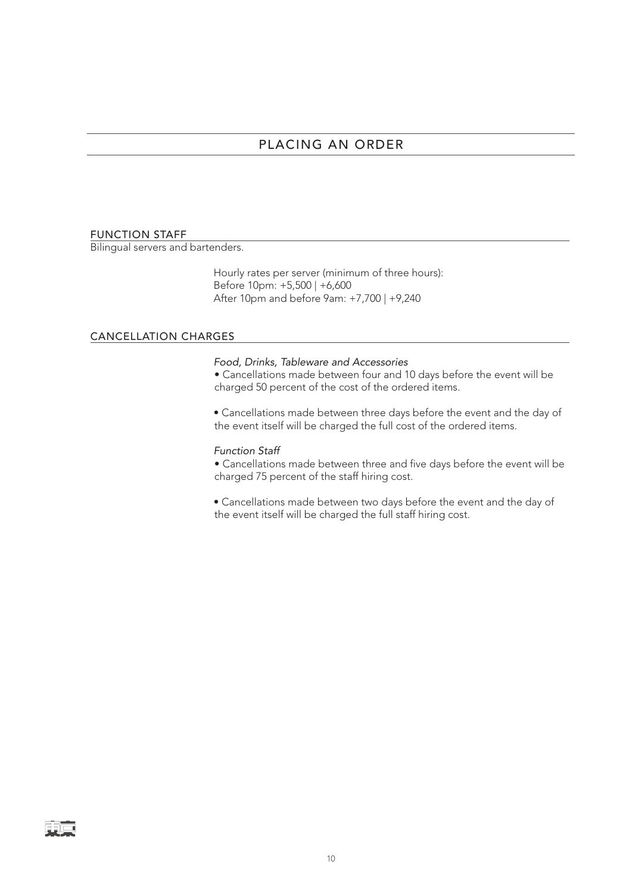# PLACING AN ORDER

## FUNCTION STAFF

Bilingual servers and bartenders.

Hourly rates per server (minimum of three hours):
Before 10pm: +5,500 | +6,600
After 10pm and before 9am: +7,700 | +9,240

## CANCELLATION CHARGES

*Food, Drinks, Tableware and Accessories*

- Cancellations made between four and 10 days before the event will be charged 50 percent of the cost of the ordered items.

- Cancellations made between three days before the event and the day of the event itself will be charged the full cost of the ordered items.

*Function Staff*

- Cancellations made between three and five days before the event will be charged 75 percent of the staff hiring cost.

- Cancellations made between two days before the event and the day of the event itself will be charged the full staff hiring cost.